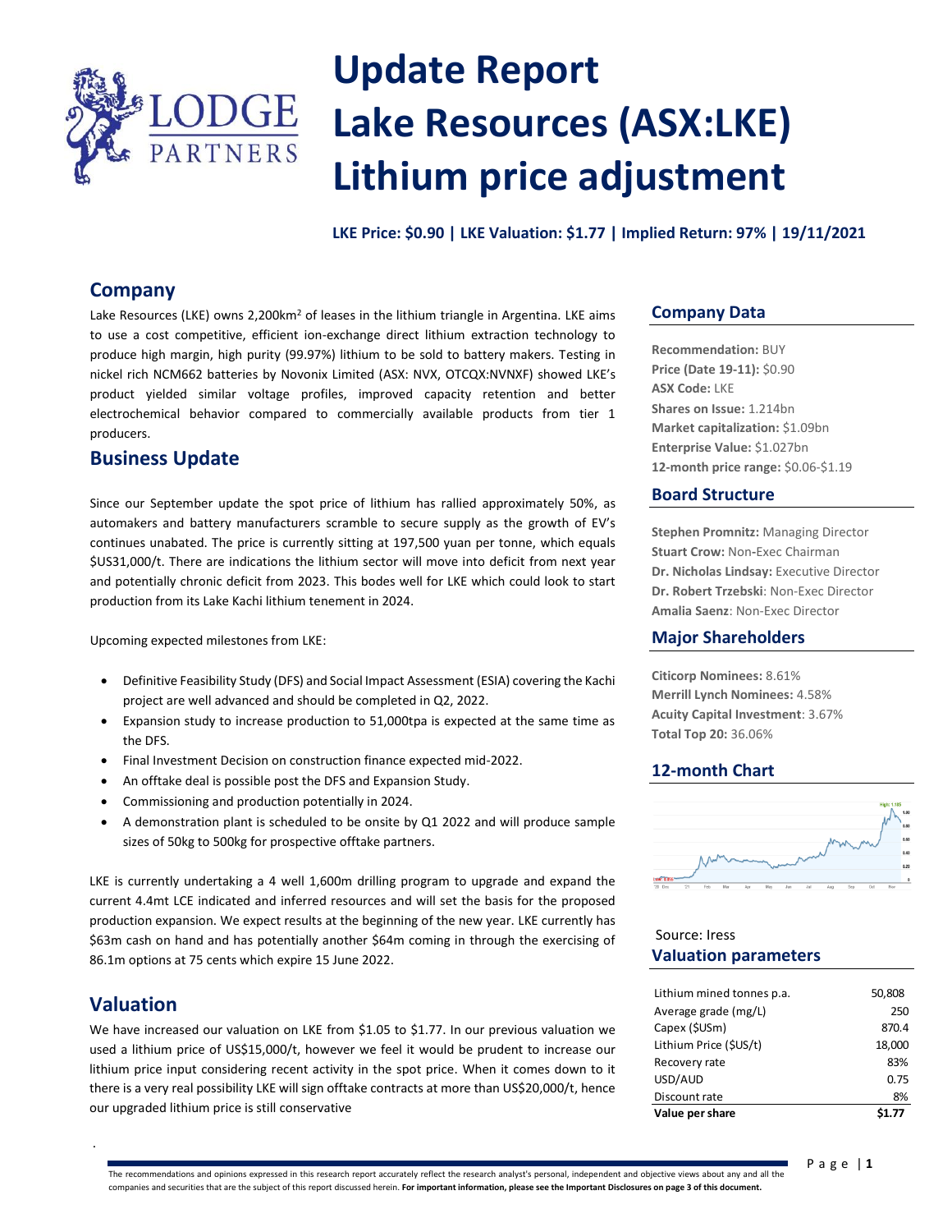# Update Report
# Lake Resources (ASX:LKE)
# Lithium price adjustment

**LKE Price: $0.90 | LKE Valuation: $1.77 | Implied Return: 97% | 19/11/2021**

## Company

Lake Resources (LKE) owns 2,200km[2] of leases in the lithium triangle in Argentina. LKE aims to use a cost competitive, efficient ion-exchange direct lithium extraction technology to produce high margin, high purity (99.97%) lithium to be sold to battery makers. Testing in nickel rich NCM662 batteries by Novonix Limited (ASX: NVX, OTCQX:NVNXF) showed LKE's product yielded similar voltage profiles, improved capacity retention and better electrochemical behavior compared to commercially available products from tier 1 producers.

## Business Update

Since our September update the spot price of lithium has rallied approximately 50%, as automakers and battery manufacturers scramble to secure supply as the growth of EV's continues unabated. The price is currently sitting at 197,500 yuan per tonne, which equals $US31,000/t. There are indications the lithium sector will move into deficit from next year and potentially chronic deficit from 2023. This bodes well for LKE which could look to start production from its Lake Kachi lithium tenement in 2024.

Upcoming expected milestones from LKE:

- Definitive Feasibility Study (DFS) and Social Impact Assessment (ESIA) covering the Kachi project are well advanced and should be completed in Q2, 2022.
- Expansion study to increase production to 51,000tpa is expected at the same time as the DFS.
- Final Investment Decision on construction finance expected mid-2022.
- An offtake deal is possible post the DFS and Expansion Study.
- Commissioning and production potentially in 2024.
- A demonstration plant is scheduled to be onsite by Q1 2022 and will produce sample sizes of 50kg to 500kg for prospective offtake partners.

LKE is currently undertaking a 4 well 1,600m drilling program to upgrade and expand the current 4.4mt LCE indicated and inferred resources and will set the basis for the proposed production expansion. We expect results at the beginning of the new year. LKE currently has $63m cash on hand and has potentially another $64m coming in through the exercising of 86.1m options at 75 cents which expire 15 June 2022.

## Valuation

We have increased our valuation on LKE from $1.05 to $1.77. In our previous valuation we used a lithium price of US$15,000/t, however we feel it would be prudent to increase our lithium price input considering recent activity in the spot price. When it comes down to it there is a very real possibility LKE will sign offtake contracts at more than US$20,000/t, hence our upgraded lithium price is still conservative

## Company Data

**Recommendation:** BUY
**Price (Date 19-11):** $0.90
**ASX Code:** LKE
**Shares on Issue:** 1.214bn
**Market capitalization:** $1.09bn
**Enterprise Value:** $1.027bn
**12-month price range:** $0.06-$1.19

## Board Structure

**Stephen Promnitz:** Managing Director
**Stuart Crow:** Non-Exec Chairman
**Dr. Nicholas Lindsay:** Executive Director
**Dr. Robert Trzebski**: Non-Exec Director
**Amalia Saenz**: Non-Exec Director

## Major Shareholders

**Citicorp Nominees:** 8.61%
**Merrill Lynch Nominees:** 4.58%
**Acuity Capital Investment**: 3.67%
**Total Top 20:** 36.06%

## 12-month Chart

Source: Iress

## Valuation parameters

| | |
|---|---|
| Lithium mined tonnes p.a. | 50,808 |
| Average grade (mg/L) | 250 |
| Capex ($USm) | 870.4 |
| Lithium Price ($US/t) | 18,000 |
| Recovery rate | 83% |
| USD/AUD | 0.75 |
| Discount rate | 8% |
| **Value per share** | **$1.77** |

The recommendations and opinions expressed in this research report accurately reflect the research analyst's personal, independent and objective views about any and all the companies and securities that are the subject of this report discussed herein. **For important information, please see the Important Disclosures on page 3 of this document.**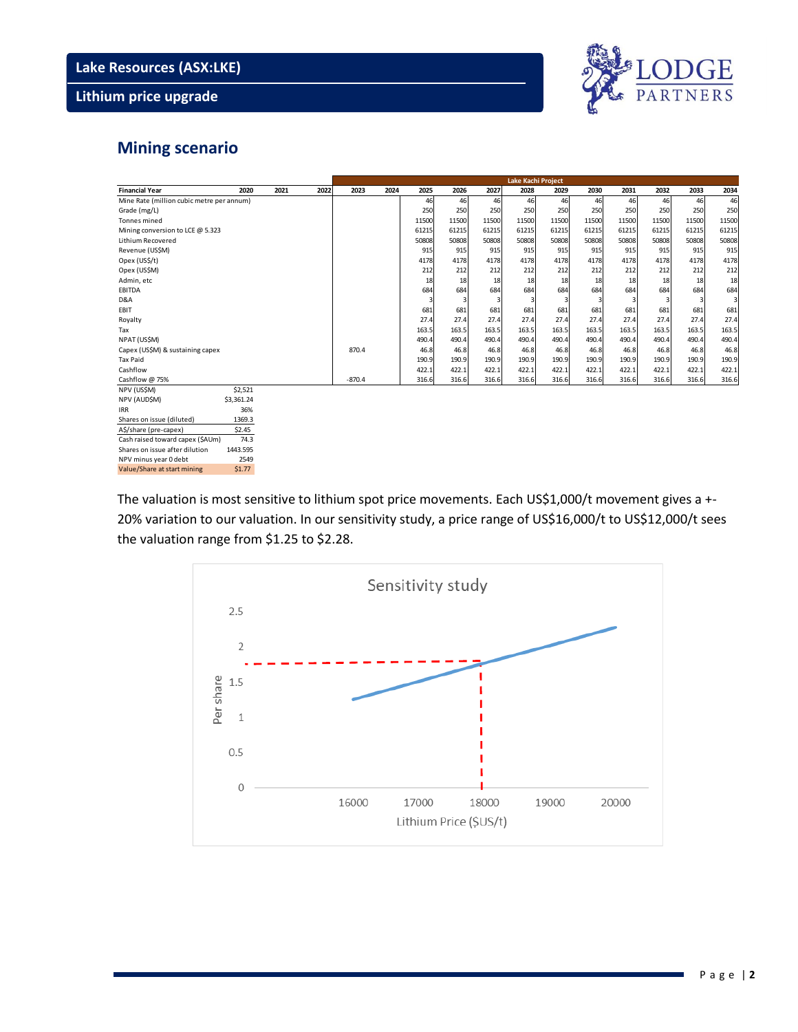## Mining scenario

| Financial Year | 2020 | 2021 | 2022 | 2023 | 2024 | 2025 | 2026 | 2027 | 2028 | 2029 | 2030 | 2031 | 2032 | 2033 | 2034 |
|---|---|---|---|---|---|---|---|---|---|---|---|---|---|---|---|
| | | | | Lake Kachi Project | | | | | | | | | | | |
| Mine Rate (million cubic metre per annum) | | | | | | 46 | 46 | 46 | 46 | 46 | 46 | 46 | 46 | 46 | 46 |
| Grade (mg/L) | | | | | | 250 | 250 | 250 | 250 | 250 | 250 | 250 | 250 | 250 | 250 |
| Tonnes mined | | | | | | 11500 | 11500 | 11500 | 11500 | 11500 | 11500 | 11500 | 11500 | 11500 | 11500 |
| Mining conversion to LCE @ 5.323 | | | | | | 61215 | 61215 | 61215 | 61215 | 61215 | 61215 | 61215 | 61215 | 61215 | 61215 |
| Lithium Recovered | | | | | | 50808 | 50808 | 50808 | 50808 | 50808 | 50808 | 50808 | 50808 | 50808 | 50808 |
| Revenue (US$M) | | | | | | 915 | 915 | 915 | 915 | 915 | 915 | 915 | 915 | 915 | 915 |
| Opex (US$/t) | | | | | | 4178 | 4178 | 4178 | 4178 | 4178 | 4178 | 4178 | 4178 | 4178 | 4178 |
| Opex (US$M) | | | | | | 212 | 212 | 212 | 212 | 212 | 212 | 212 | 212 | 212 | 212 |
| Admin, etc | | | | | | 18 | 18 | 18 | 18 | 18 | 18 | 18 | 18 | 18 | 18 |
| EBITDA | | | | | | 684 | 684 | 684 | 684 | 684 | 684 | 684 | 684 | 684 | 684 |
| D&A | | | | | | 3 | 3 | 3 | 3 | 3 | 3 | 3 | 3 | 3 | 3 |
| EBIT | | | | | | 681 | 681 | 681 | 681 | 681 | 681 | 681 | 681 | 681 | 681 |
| Royalty | | | | | | 27.4 | 27.4 | 27.4 | 27.4 | 27.4 | 27.4 | 27.4 | 27.4 | 27.4 | 27.4 |
| Tax | | | | | | 163.5 | 163.5 | 163.5 | 163.5 | 163.5 | 163.5 | 163.5 | 163.5 | 163.5 | 163.5 |
| NPAT (US$M) | | | | | | 490.4 | 490.4 | 490.4 | 490.4 | 490.4 | 490.4 | 490.4 | 490.4 | 490.4 | 490.4 |
| Capex (US$M) & sustaining capex | | | | 870.4 | | 46.8 | 46.8 | 46.8 | 46.8 | 46.8 | 46.8 | 46.8 | 46.8 | 46.8 | 46.8 |
| Tax Paid | | | | | | 190.9 | 190.9 | 190.9 | 190.9 | 190.9 | 190.9 | 190.9 | 190.9 | 190.9 | 190.9 |
| Cashflow | | | | | | 422.1 | 422.1 | 422.1 | 422.1 | 422.1 | 422.1 | 422.1 | 422.1 | 422.1 | 422.1 |
| Cashflow @ 75% | | | | -870.4 | | 316.6 | 316.6 | 316.6 | 316.6 | 316.6 | 316.6 | 316.6 | 316.6 | 316.6 | 316.6 |

| | |
|---|---|
| NPV (US$M) | $2,521 |
| NPV (AUD$M) | $3,361.24 |
| IRR | 36% |
| Shares on issue (diluted) | 1369.3 |
| A$/share (pre-capex) | $2.45 |
| Cash raised toward capex ($AUm) | 74.3 |
| Shares on issue after dilution | 1443.595 |
| NPV minus year 0 debt | 2549 |
| Value/Share at start mining | $1.77 |

The valuation is most sensitive to lithium spot price movements. Each US$1,000/t movement gives a +-20% variation to our valuation. In our sensitivity study, a price range of US$16,000/t to US$12,000/t sees the valuation range from $1.25 to $2.28.

Sensitivity study

Per share (0 – 2.5) vs Lithium Price ($US/t) (16000 – 20000)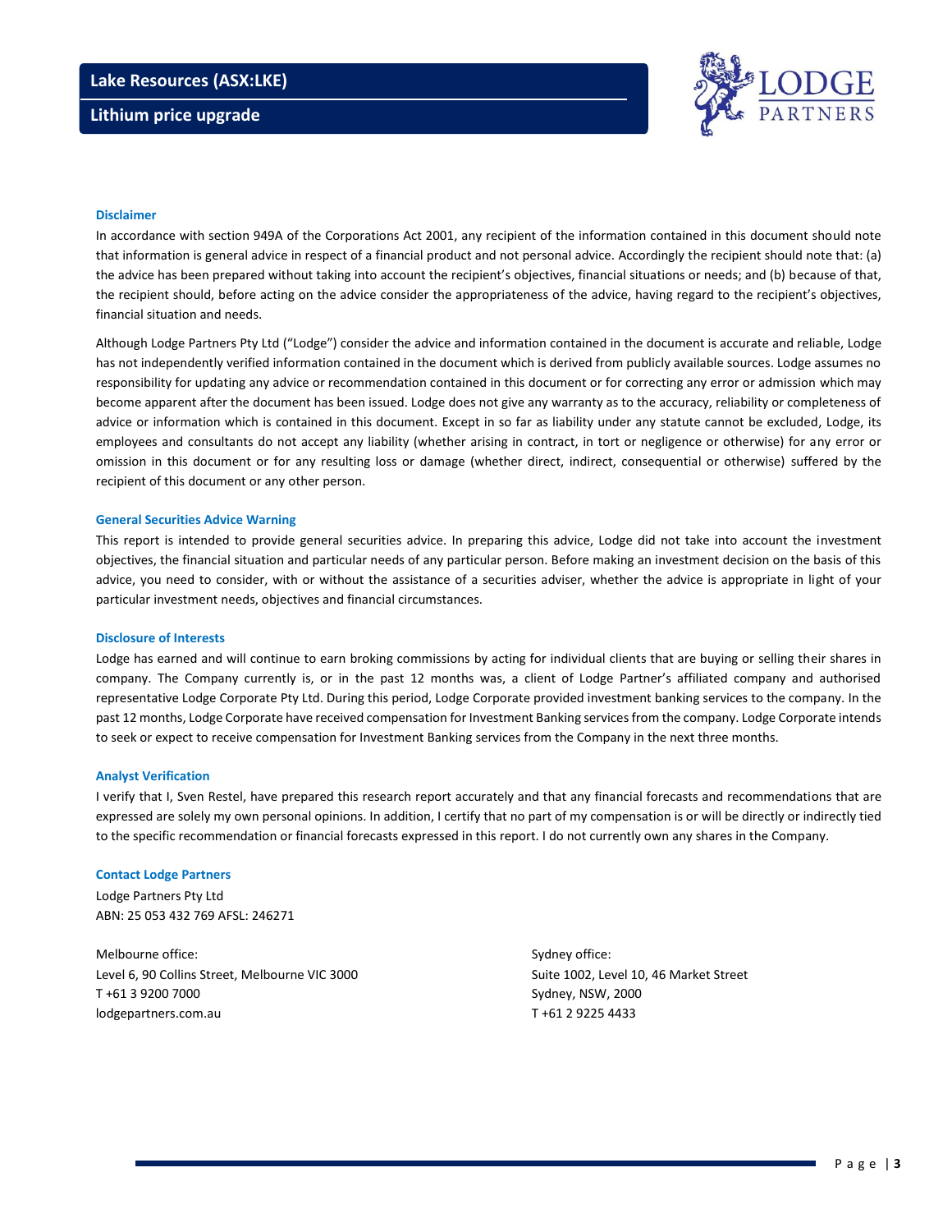### Disclaimer

In accordance with section 949A of the Corporations Act 2001, any recipient of the information contained in this document should note that information is general advice in respect of a financial product and not personal advice. Accordingly the recipient should note that: (a) the advice has been prepared without taking into account the recipient's objectives, financial situations or needs; and (b) because of that, the recipient should, before acting on the advice consider the appropriateness of the advice, having regard to the recipient's objectives, financial situation and needs.

Although Lodge Partners Pty Ltd ("Lodge") consider the advice and information contained in the document is accurate and reliable, Lodge has not independently verified information contained in the document which is derived from publicly available sources. Lodge assumes no responsibility for updating any advice or recommendation contained in this document or for correcting any error or admission which may become apparent after the document has been issued. Lodge does not give any warranty as to the accuracy, reliability or completeness of advice or information which is contained in this document. Except in so far as liability under any statute cannot be excluded, Lodge, its employees and consultants do not accept any liability (whether arising in contract, in tort or negligence or otherwise) for any error or omission in this document or for any resulting loss or damage (whether direct, indirect, consequential or otherwise) suffered by the recipient of this document or any other person.

### General Securities Advice Warning

This report is intended to provide general securities advice. In preparing this advice, Lodge did not take into account the investment objectives, the financial situation and particular needs of any particular person. Before making an investment decision on the basis of this advice, you need to consider, with or without the assistance of a securities adviser, whether the advice is appropriate in light of your particular investment needs, objectives and financial circumstances.

### Disclosure of Interests

Lodge has earned and will continue to earn broking commissions by acting for individual clients that are buying or selling their shares in company. The Company currently is, or in the past 12 months was, a client of Lodge Partner's affiliated company and authorised representative Lodge Corporate Pty Ltd. During this period, Lodge Corporate provided investment banking services to the company. In the past 12 months, Lodge Corporate have received compensation for Investment Banking services from the company. Lodge Corporate intends to seek or expect to receive compensation for Investment Banking services from the Company in the next three months.

### Analyst Verification

I verify that I, Sven Restel, have prepared this research report accurately and that any financial forecasts and recommendations that are expressed are solely my own personal opinions. In addition, I certify that no part of my compensation is or will be directly or indirectly tied to the specific recommendation or financial forecasts expressed in this report. I do not currently own any shares in the Company.

### Contact Lodge Partners

Lodge Partners Pty Ltd
ABN: 25 053 432 769 AFSL: 246271

Melbourne office:
Level 6, 90 Collins Street, Melbourne VIC 3000
T +61 3 9200 7000
lodgepartners.com.au

Sydney office:
Suite 1002, Level 10, 46 Market Street
Sydney, NSW, 2000
T +61 2 9225 4433